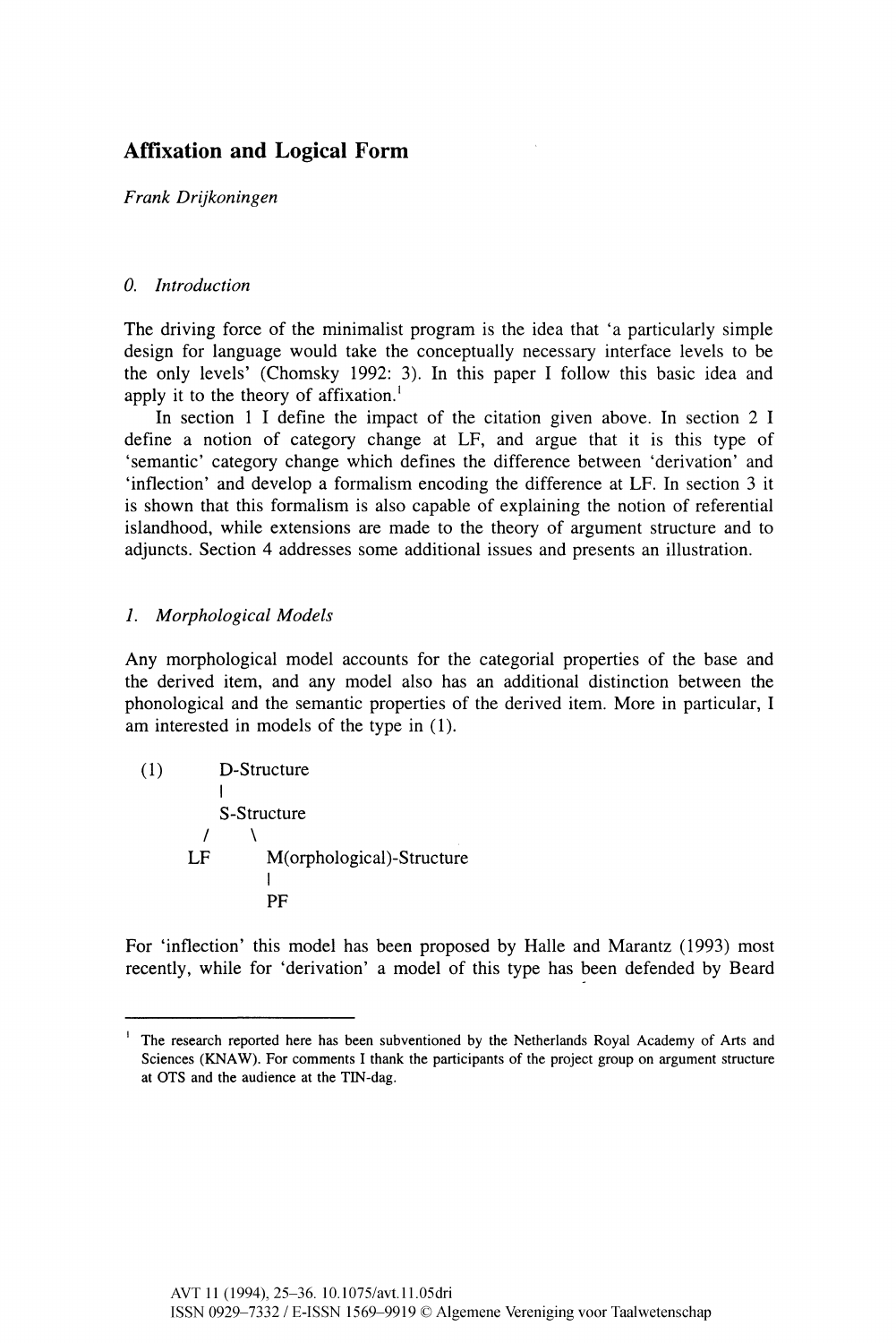# Affixation and Logical Form

*Frank Drijkoningen*

## 0. *Introduction*

The driving force of the minimalist program is the idea that 'a particularly simple design for language would take the conceptually necessary interface levels to be the only levels' (Chomsky 1992: 3). In this paper I follow this basic idea and apply it to the theory of affixation.[1]

In section 1 I define the impact of the citation given above. In section 2 I define a notion of category change at LF, and argue that it is this type of 'semantic' category change which defines the difference between 'derivation' and 'inflection' and develop a formalism encoding the difference at LF. In section 3 it is shown that this formalism is also capable of explaining the notion of referential islandhood, while extensions are made to the theory of argument structure and to adjuncts. Section 4 addresses some additional issues and presents an illustration.

## 1. *Morphological Models*

Any morphological model accounts for the categorial properties of the base and the derived item, and any model also has an additional distinction between the phonological and the semantic properties of the derived item. More in particular, I am interested in models of the type in (1).

```
(1)        D-Structure
               |
           S-Structure
            /       \
         LF          M(orphological)-Structure
                          |
                          PF
```

For 'inflection' this model has been proposed by Halle and Marantz (1993) most recently, while for 'derivation' a model of this type has been defended by Beard

---

[1] The research reported here has been subventioned by the Netherlands Royal Academy of Arts and Sciences (KNAW). For comments I thank the participants of the project group on argument structure at OTS and the audience at the TIN-dag.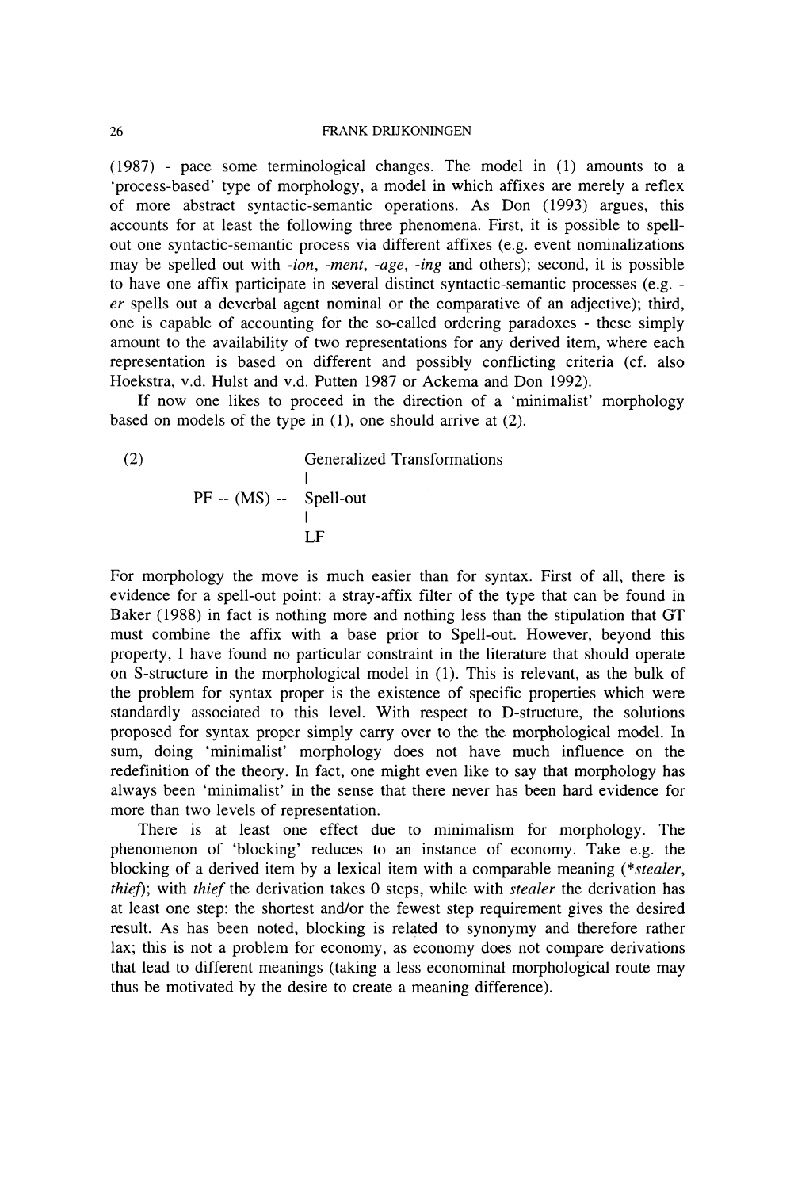(1987) - pace some terminological changes. The model in (1) amounts to a 'process-based' type of morphology, a model in which affixes are merely a reflex of more abstract syntactic-semantic operations. As Don (1993) argues, this accounts for at least the following three phenomena. First, it is possible to spell-out one syntactic-semantic process via different affixes (e.g. event nominalizations may be spelled out with *-ion*, *-ment*, *-age*, *-ing* and others); second, it is possible to have one affix participate in several distinct syntactic-semantic processes (e.g. *-er* spells out a deverbal agent nominal or the comparative of an adjective); third, one is capable of accounting for the so-called ordering paradoxes - these simply amount to the availability of two representations for any derived item, where each representation is based on different and possibly conflicting criteria (cf. also Hoekstra, v.d. Hulst and v.d. Putten 1987 or Ackema and Don 1992).

If now one likes to proceed in the direction of a 'minimalist' morphology based on models of the type in (1), one should arrive at (2).

```
(2)                     Generalized Transformations
                                    |
          PF -- (MS) --  Spell-out
                                    |
                                   LF
```

For morphology the move is much easier than for syntax. First of all, there is evidence for a spell-out point: a stray-affix filter of the type that can be found in Baker (1988) in fact is nothing more and nothing less than the stipulation that GT must combine the affix with a base prior to Spell-out. However, beyond this property, I have found no particular constraint in the literature that should operate on S-structure in the morphological model in (1). This is relevant, as the bulk of the problem for syntax proper is the existence of specific properties which were standardly associated to this level. With respect to D-structure, the solutions proposed for syntax proper simply carry over to the the morphological model. In sum, doing 'minimalist' morphology does not have much influence on the redefinition of the theory. In fact, one might even like to say that morphology has always been 'minimalist' in the sense that there never has been hard evidence for more than two levels of representation.

There is at least one effect due to minimalism for morphology. The phenomenon of 'blocking' reduces to an instance of economy. Take e.g. the blocking of a derived item by a lexical item with a comparable meaning (*\*stealer*, *thief*); with *thief* the derivation takes 0 steps, while with *stealer* the derivation has at least one step: the shortest and/or the fewest step requirement gives the desired result. As has been noted, blocking is related to synonymy and therefore rather lax; this is not a problem for economy, as economy does not compare derivations that lead to different meanings (taking a less econominal morphological route may thus be motivated by the desire to create a meaning difference).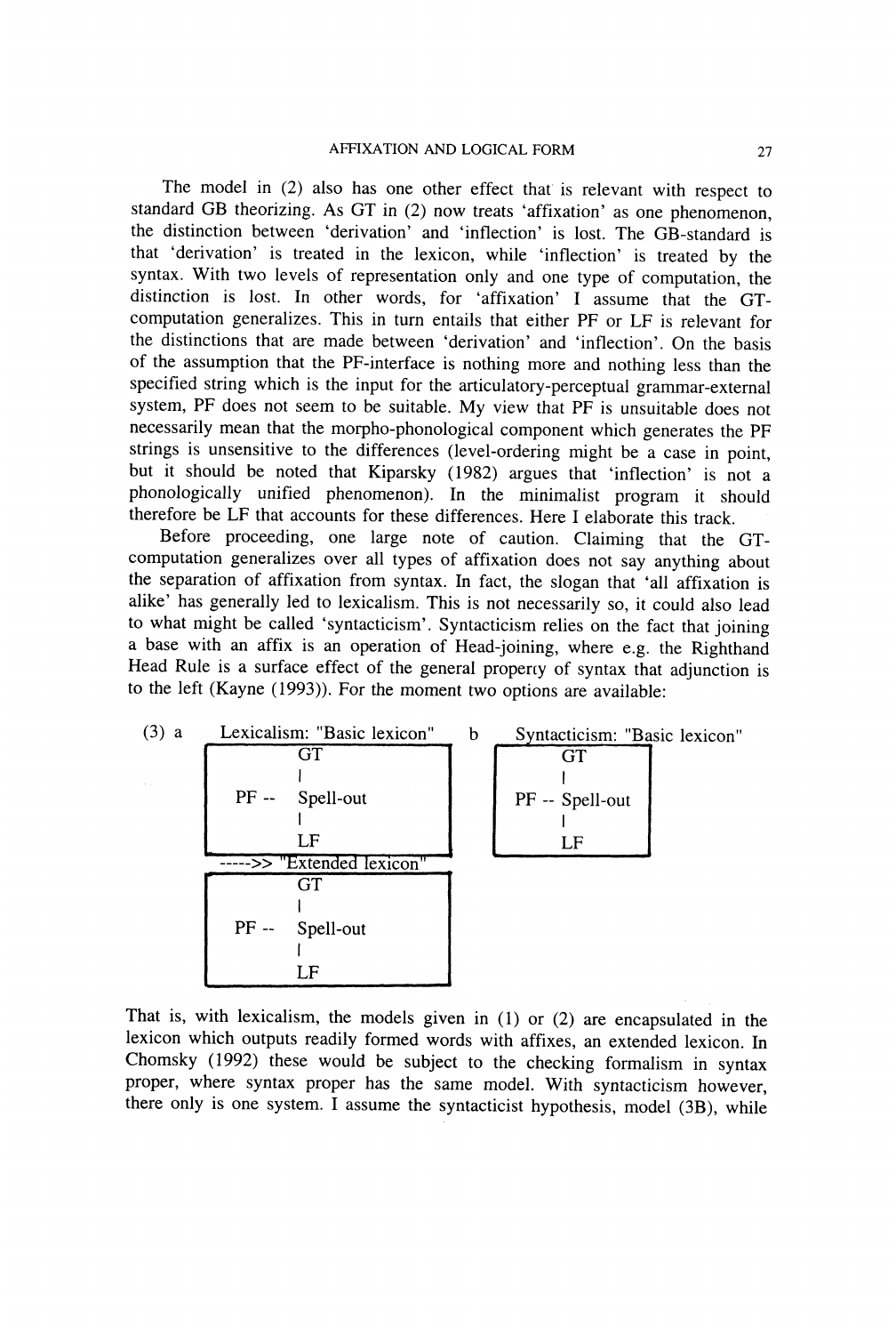The model in (2) also has one other effect that is relevant with respect to standard GB theorizing. As GT in (2) now treats 'affixation' as one phenomenon, the distinction between 'derivation' and 'inflection' is lost. The GB-standard is that 'derivation' is treated in the lexicon, while 'inflection' is treated by the syntax. With two levels of representation only and one type of computation, the distinction is lost. In other words, for 'affixation' I assume that the GT-computation generalizes. This in turn entails that either PF or LF is relevant for the distinctions that are made between 'derivation' and 'inflection'. On the basis of the assumption that the PF-interface is nothing more and nothing less than the specified string which is the input for the articulatory-perceptual grammar-external system, PF does not seem to be suitable. My view that PF is unsuitable does not necessarily mean that the morpho-phonological component which generates the PF strings is unsensitive to the differences (level-ordering might be a case in point, but it should be noted that Kiparsky (1982) argues that 'inflection' is not a phonologically unified phenomenon). In the minimalist program it should therefore be LF that accounts for these differences. Here I elaborate this track.

Before proceeding, one large note of caution. Claiming that the GT-computation generalizes over all types of affixation does not say anything about the separation of affixation from syntax. In fact, the slogan that 'all affixation is alike' has generally led to lexicalism. This is not necessarily so, it could also lead to what might be called 'syntacticism'. Syntacticism relies on the fact that joining a base with an affix is an operation of Head-joining, where e.g. the Righthand Head Rule is a surface effect of the general property of syntax that adjunction is to the left (Kayne (1993)). For the moment two options are available:

```
(3) a   Lexicalism: "Basic lexicon"       b   Syntacticism: "Basic lexicon"
        +-------------------------+           +-------------------+
        |         GT              |           |        GT         |
        |         |               |           |        |          |
        | PF --   Spell-out       |           | PF -- Spell-out   |
        |         |               |           |        |          |
        |         LF              |           |        LF         |
        +-------------------------+           +-------------------+
        ----->> "Extended lexicon"
        +-------------------------+
        |         GT              |
        |         |               |
        | PF --   Spell-out       |
        |         |               |
        |         LF              |
        +-------------------------+
```

That is, with lexicalism, the models given in (1) or (2) are encapsulated in the lexicon which outputs readily formed words with affixes, an extended lexicon. In Chomsky (1992) these would be subject to the checking formalism in syntax proper, where syntax proper has the same model. With syntacticism however, there only is one system. I assume the syntacticist hypothesis, model (3B), while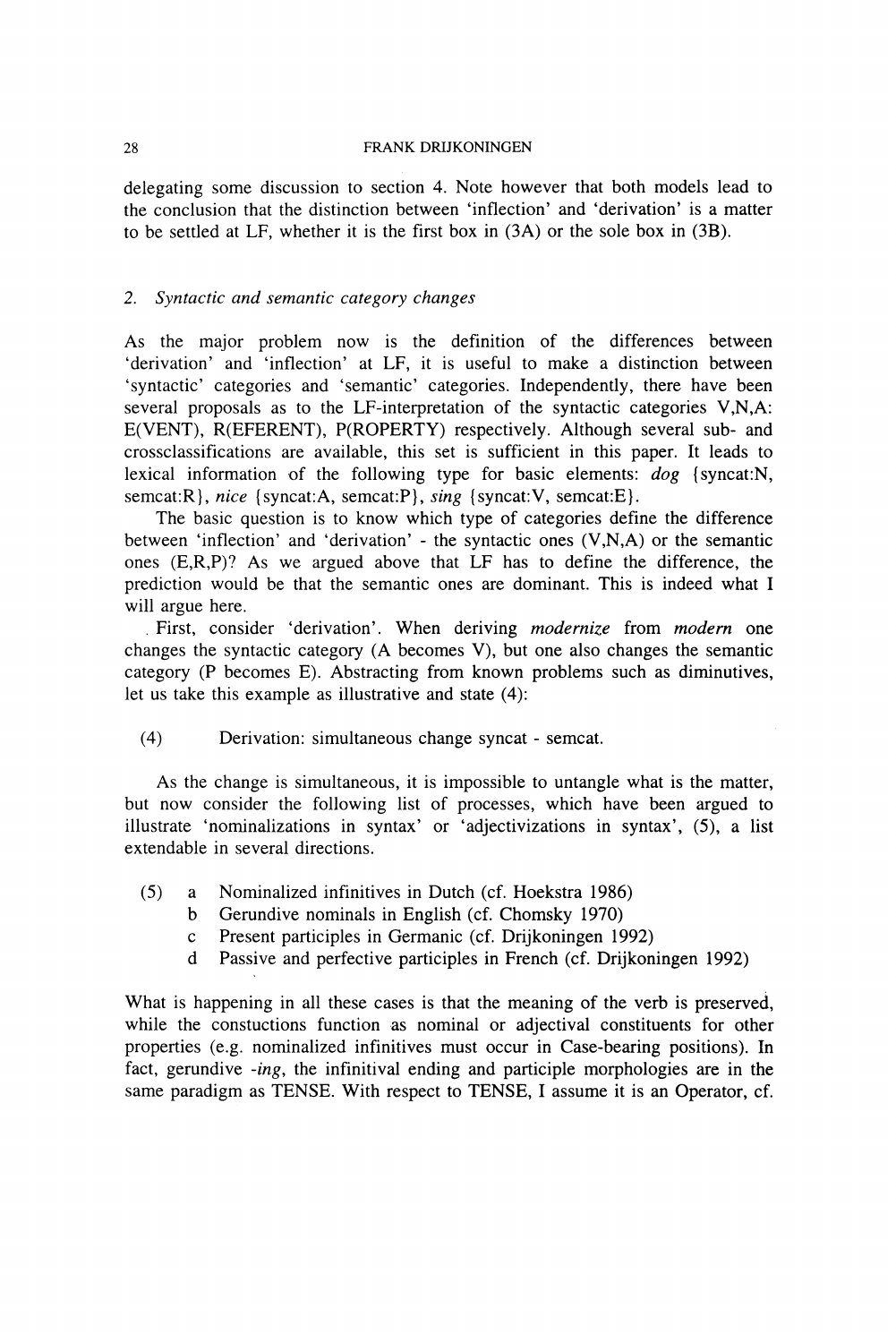delegating some discussion to section 4. Note however that both models lead to the conclusion that the distinction between 'inflection' and 'derivation' is a matter to be settled at LF, whether it is the first box in (3A) or the sole box in (3B).

## 2. *Syntactic and semantic category changes*

As the major problem now is the definition of the differences between 'derivation' and 'inflection' at LF, it is useful to make a distinction between 'syntactic' categories and 'semantic' categories. Independently, there have been several proposals as to the LF-interpretation of the syntactic categories V,N,A: E(VENT), R(EFERENT), P(ROPERTY) respectively. Although several sub- and crossclassifications are available, this set is sufficient in this paper. It leads to lexical information of the following type for basic elements: *dog* {syncat:N, semcat:R}, *nice* {syncat:A, semcat:P}, *sing* {syncat:V, semcat:E}.

The basic question is to know which type of categories define the difference between 'inflection' and 'derivation' - the syntactic ones (V,N,A) or the semantic ones (E,R,P)? As we argued above that LF has to define the difference, the prediction would be that the semantic ones are dominant. This is indeed what I will argue here.

First, consider 'derivation'. When deriving *modernize* from *modern* one changes the syntactic category (A becomes V), but one also changes the semantic category (P becomes E). Abstracting from known problems such as diminutives, let us take this example as illustrative and state (4):

(4) Derivation: simultaneous change syncat - semcat.

As the change is simultaneous, it is impossible to untangle what is the matter, but now consider the following list of processes, which have been argued to illustrate 'nominalizations in syntax' or 'adjectivizations in syntax', (5), a list extendable in several directions.

(5)
a Nominalized infinitives in Dutch (cf. Hoekstra 1986)
b Gerundive nominals in English (cf. Chomsky 1970)
c Present participles in Germanic (cf. Drijkoningen 1992)
d Passive and perfective participles in French (cf. Drijkoningen 1992)

What is happening in all these cases is that the meaning of the verb is preserved, while the constuctions function as nominal or adjectival constituents for other properties (e.g. nominalized infinitives must occur in Case-bearing positions). In fact, gerundive *-ing*, the infinitival ending and participle morphologies are in the same paradigm as TENSE. With respect to TENSE, I assume it is an Operator, cf.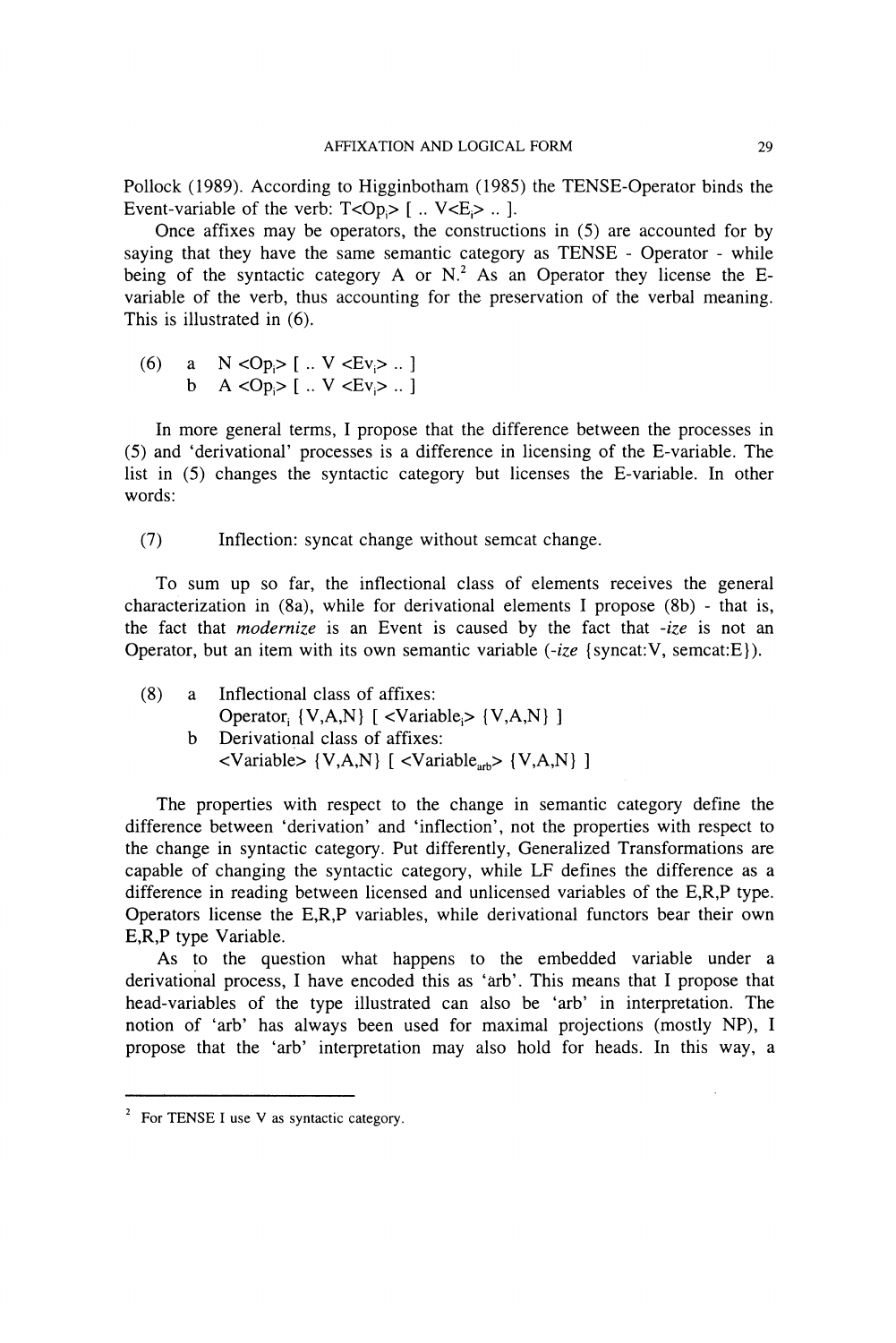Pollock (1989). According to Higginbotham (1985) the TENSE-Operator binds the Event-variable of the verb: T<$Op_i$> [ .. V<$E_i$> .. ].

Once affixes may be operators, the constructions in (5) are accounted for by saying that they have the same semantic category as TENSE - Operator - while being of the syntactic category A or N.[2] As an Operator they license the E-variable of the verb, thus accounting for the preservation of the verbal meaning. This is illustrated in (6).

(6) a N <$Op_i$> [ .. V <$Ev_i$> .. ]
  b A <$Op_i$> [ .. V <$Ev_i$> .. ]

In more general terms, I propose that the difference between the processes in (5) and 'derivational' processes is a difference in licensing of the E-variable. The list in (5) changes the syntactic category but licenses the E-variable. In other words:

(7) Inflection: syncat change without semcat change.

To sum up so far, the inflectional class of elements receives the general characterization in (8a), while for derivational elements I propose (8b) - that is, the fact that *modernize* is an Event is caused by the fact that *-ize* is not an Operator, but an item with its own semantic variable (*-ize* {syncat:V, semcat:E}).

(8) a Inflectional class of affixes:
  $\text{Operator}_i$ {V,A,N} [ <$\text{Variable}_i$> {V,A,N} ]
  b Derivational class of affixes:
  <Variable> {V,A,N} [ <$\text{Variable}_{arb}$> {V,A,N} ]

The properties with respect to the change in semantic category define the difference between 'derivation' and 'inflection', not the properties with respect to the change in syntactic category. Put differently, Generalized Transformations are capable of changing the syntactic category, while LF defines the difference as a difference in reading between licensed and unlicensed variables of the E,R,P type. Operators license the E,R,P variables, while derivational functors bear their own E,R,P type Variable.

As to the question what happens to the embedded variable under a derivational process, I have encoded this as 'arb'. This means that I propose that head-variables of the type illustrated can also be 'arb' in interpretation. The notion of 'arb' has always been used for maximal projections (mostly NP), I propose that the 'arb' interpretation may also hold for heads. In this way, a

[2] For TENSE I use V as syntactic category.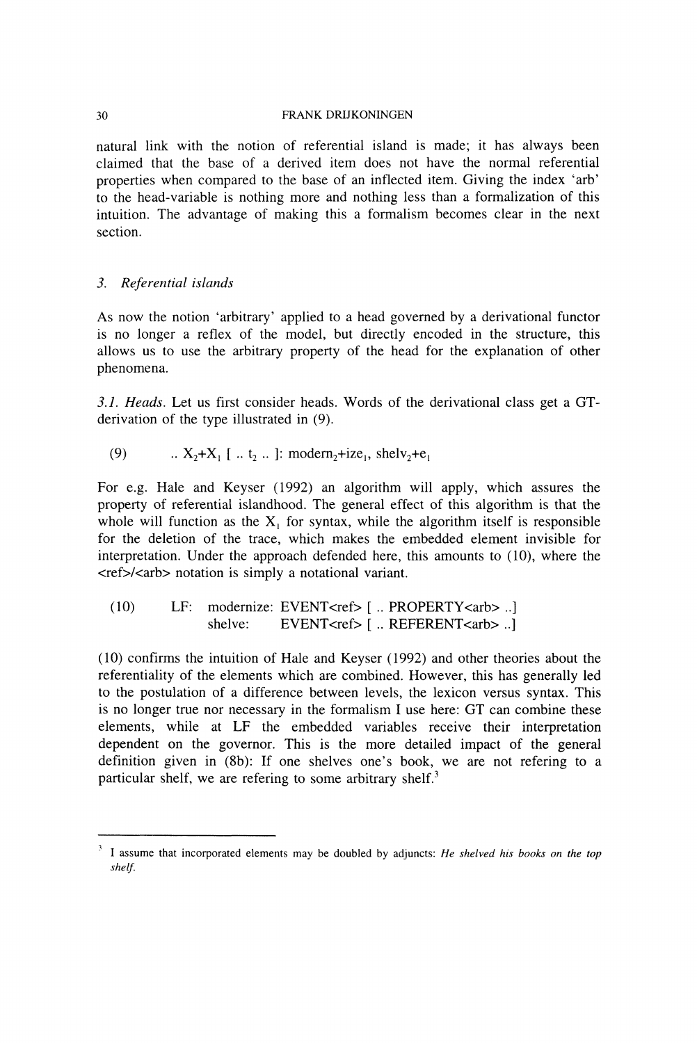natural link with the notion of referential island is made; it has always been claimed that the base of a derived item does not have the normal referential properties when compared to the base of an inflected item. Giving the index 'arb' to the head-variable is nothing more and nothing less than a formalization of this intuition. The advantage of making this a formalism becomes clear in the next section.

## 3. *Referential islands*

As now the notion 'arbitrary' applied to a head governed by a derivational functor is no longer a reflex of the model, but directly encoded in the structure, this allows us to use the arbitrary property of the head for the explanation of other phenomena.

*3.1. Heads.* Let us first consider heads. Words of the derivational class get a GT-derivation of the type illustrated in (9).

(9) .. $X_2$+$X_1$ [ .. $t_2$ .. ]: $\text{modern}_2$+$\text{ize}_1$, $\text{shelv}_2$+$\text{e}_1$

For e.g. Hale and Keyser (1992) an algorithm will apply, which assures the property of referential islandhood. The general effect of this algorithm is that the whole will function as the $X_1$ for syntax, while the algorithm itself is responsible for the deletion of the trace, which makes the embedded element invisible for interpretation. Under the approach defended here, this amounts to (10), where the <ref>/<arb> notation is simply a notational variant.

(10) LF: modernize: EVENT<ref> [ .. PROPERTY<arb> ..]
shelve: EVENT<ref> [ .. REFERENT<arb> ..]

(10) confirms the intuition of Hale and Keyser (1992) and other theories about the referentiality of the elements which are combined. However, this has generally led to the postulation of a difference between levels, the lexicon versus syntax. This is no longer true nor necessary in the formalism I use here: GT can combine these elements, while at LF the embedded variables receive their interpretation dependent on the governor. This is the more detailed impact of the general definition given in (8b): If one shelves one's book, we are not refering to a particular shelf, we are refering to some arbitrary shelf.[3]

---

[3] I assume that incorporated elements may be doubled by adjuncts: *He shelved his books on the top shelf.*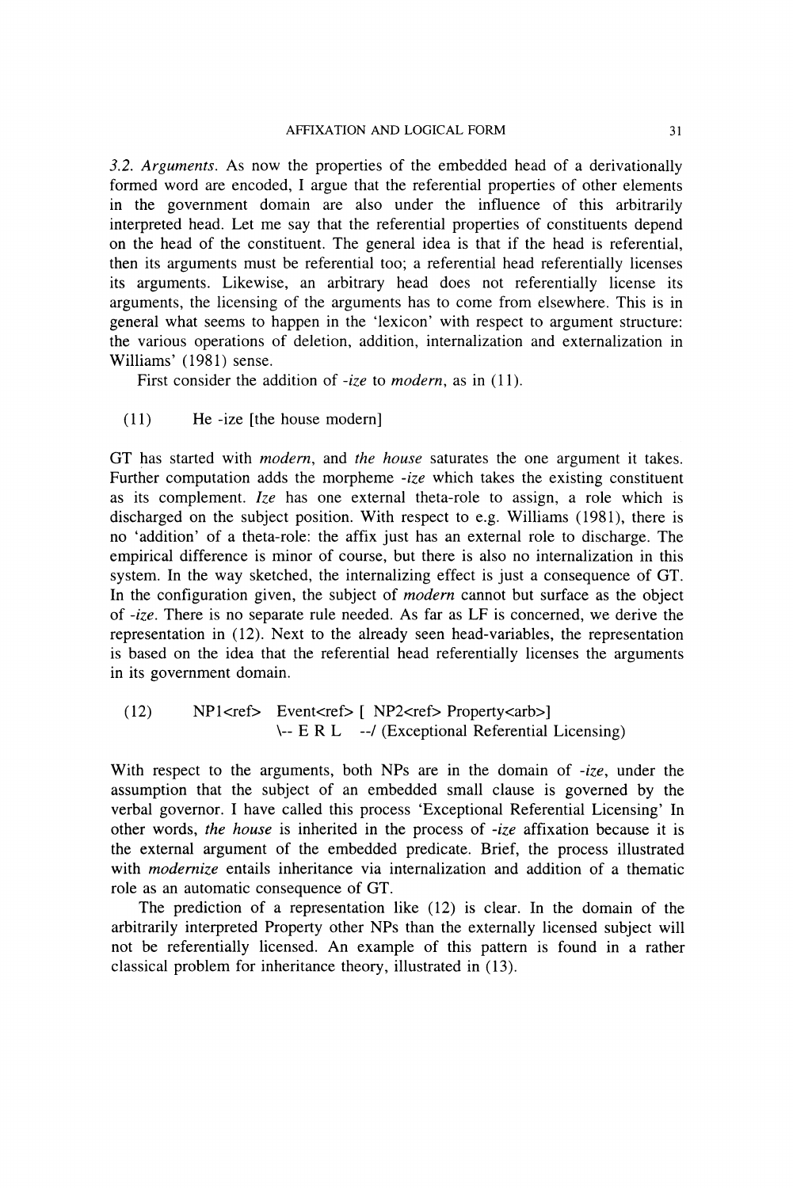*3.2. Arguments.* As now the properties of the embedded head of a derivationally formed word are encoded, I argue that the referential properties of other elements in the government domain are also under the influence of this arbitrarily interpreted head. Let me say that the referential properties of constituents depend on the head of the constituent. The general idea is that if the head is referential, then its arguments must be referential too; a referential head referentially licenses its arguments. Likewise, an arbitrary head does not referentially license its arguments, the licensing of the arguments has to come from elsewhere. This is in general what seems to happen in the 'lexicon' with respect to argument structure: the various operations of deletion, addition, internalization and externalization in Williams' (1981) sense.

First consider the addition of *-ize* to *modern*, as in (11).

(11) He -ize [the house modern]

GT has started with *modern*, and *the house* saturates the one argument it takes. Further computation adds the morpheme *-ize* which takes the existing constituent as its complement. *Ize* has one external theta-role to assign, a role which is discharged on the subject position. With respect to e.g. Williams (1981), there is no 'addition' of a theta-role: the affix just has an external role to discharge. The empirical difference is minor of course, but there is also no internalization in this system. In the way sketched, the internalizing effect is just a consequence of GT. In the configuration given, the subject of *modern* cannot but surface as the object of *-ize*. There is no separate rule needed. As far as LF is concerned, we derive the representation in (12). Next to the already seen head-variables, the representation is based on the idea that the referential head referentially licenses the arguments in its government domain.

```
(12)    NP1<ref>  Event<ref> [ NP2<ref> Property<arb>]
                  \-- E R L  --/ (Exceptional Referential Licensing)
```

With respect to the arguments, both NPs are in the domain of *-ize*, under the assumption that the subject of an embedded small clause is governed by the verbal governor. I have called this process 'Exceptional Referential Licensing' In other words, *the house* is inherited in the process of *-ize* affixation because it is the external argument of the embedded predicate. Brief, the process illustrated with *modernize* entails inheritance via internalization and addition of a thematic role as an automatic consequence of GT.

The prediction of a representation like (12) is clear. In the domain of the arbitrarily interpreted Property other NPs than the externally licensed subject will not be referentially licensed. An example of this pattern is found in a rather classical problem for inheritance theory, illustrated in (13).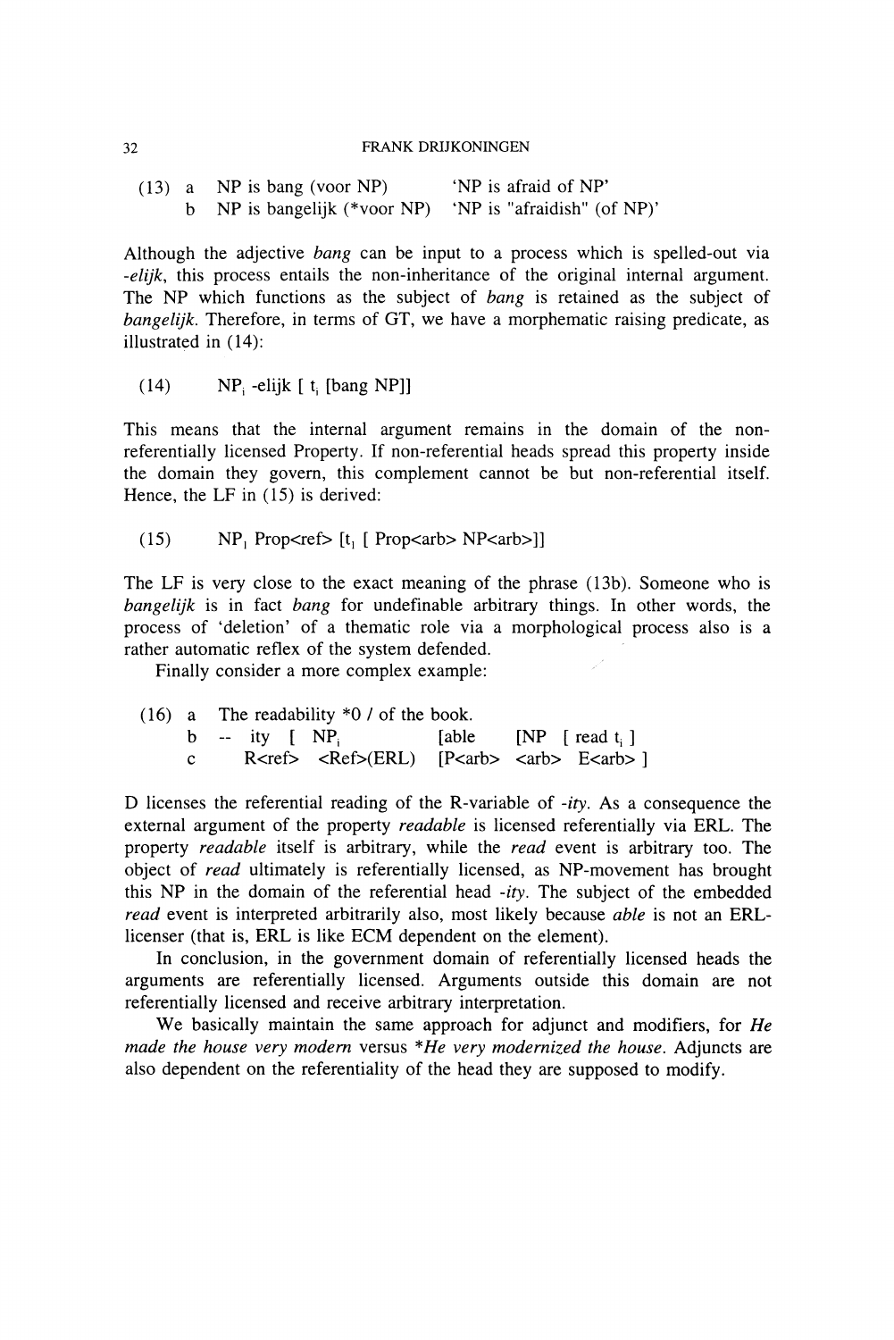(13) a NP is bang (voor NP) 'NP is afraid of NP'
b NP is bangelijk (*voor NP) 'NP is "afraidish" (of NP)'

Although the adjective *bang* can be input to a process which is spelled-out via *-elijk*, this process entails the non-inheritance of the original internal argument. The NP which functions as the subject of *bang* is retained as the subject of *bangelijk*. Therefore, in terms of GT, we have a morphematic raising predicate, as illustrated in (14):

(14) $NP_i$ -elijk [ $t_i$ [bang NP]]

This means that the internal argument remains in the domain of the non-referentially licensed Property. If non-referential heads spread this property inside the domain they govern, this complement cannot be but non-referential itself. Hence, the LF in (15) is derived:

(15) $NP_1$ Prop<ref> [$t_1$ [ Prop<arb> NP<arb>]]

The LF is very close to the exact meaning of the phrase (13b). Someone who is *bangelijk* is in fact *bang* for undefinable arbitrary things. In other words, the process of 'deletion' of a thematic role via a morphological process also is a rather automatic reflex of the system defended.

Finally consider a more complex example:

(16) a The readability *0 / of the book.
b -- ity [ $NP_i$ [able [NP [ read $t_i$ ]
c R<ref> <Ref>(ERL) [P<arb> <arb> E<arb> ]

D licenses the referential reading of the R-variable of *-ity*. As a consequence the external argument of the property *readable* is licensed referentially via ERL. The property *readable* itself is arbitrary, while the *read* event is arbitrary too. The object of *read* ultimately is referentially licensed, as NP-movement has brought this NP in the domain of the referential head *-ity*. The subject of the embedded *read* event is interpreted arbitrarily also, most likely because *able* is not an ERL-licenser (that is, ERL is like ECM dependent on the element).

In conclusion, in the government domain of referentially licensed heads the arguments are referentially licensed. Arguments outside this domain are not referentially licensed and receive arbitrary interpretation.

We basically maintain the same approach for adjunct and modifiers, for *He made the house very modern* versus **He very modernized the house*. Adjuncts are also dependent on the referentiality of the head they are supposed to modify.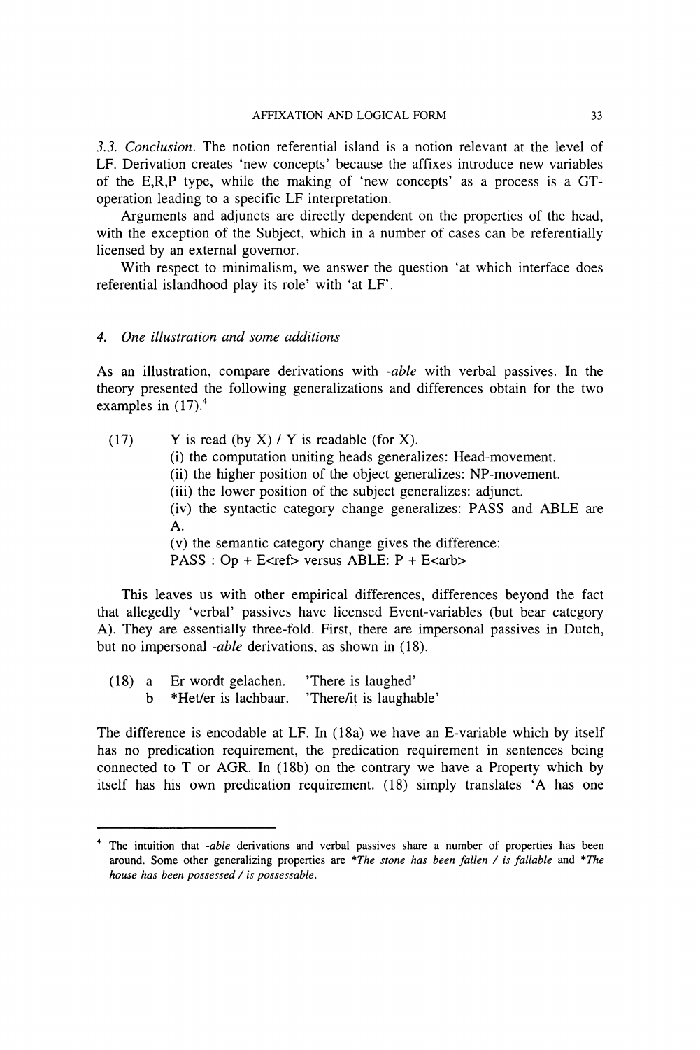*3.3. Conclusion.* The notion referential island is a notion relevant at the level of LF. Derivation creates 'new concepts' because the affixes introduce new variables of the E,R,P type, while the making of 'new concepts' as a process is a GT-operation leading to a specific LF interpretation.

Arguments and adjuncts are directly dependent on the properties of the head, with the exception of the Subject, which in a number of cases can be referentially licensed by an external governor.

With respect to minimalism, we answer the question 'at which interface does referential islandhood play its role' with 'at LF'.

## 4. *One illustration and some additions*

As an illustration, compare derivations with *-able* with verbal passives. In the theory presented the following generalizations and differences obtain for the two examples in (17).[4]

(17) Y is read (by X) / Y is readable (for X).
(i) the computation uniting heads generalizes: Head-movement.
(ii) the higher position of the object generalizes: NP-movement.
(iii) the lower position of the subject generalizes: adjunct.
(iv) the syntactic category change generalizes: PASS and ABLE are A.
(v) the semantic category change gives the difference:
PASS : Op + E<ref> versus ABLE: P + E<arb>

This leaves us with other empirical differences, differences beyond the fact that allegedly 'verbal' passives have licensed Event-variables (but bear category A). They are essentially three-fold. First, there are impersonal passives in Dutch, but no impersonal *-able* derivations, as shown in (18).

(18) a Er wordt gelachen. 'There is laughed'
b *Het/er is lachbaar. 'There/it is laughable'

The difference is encodable at LF. In (18a) we have an E-variable which by itself has no predication requirement, the predication requirement in sentences being connected to T or AGR. In (18b) on the contrary we have a Property which by itself has his own predication requirement. (18) simply translates 'A has one

[4] The intuition that *-able* derivations and verbal passives share a number of properties has been around. Some other generalizing properties are **The stone has been fallen / is fallable* and **The house has been possessed / is possessable.*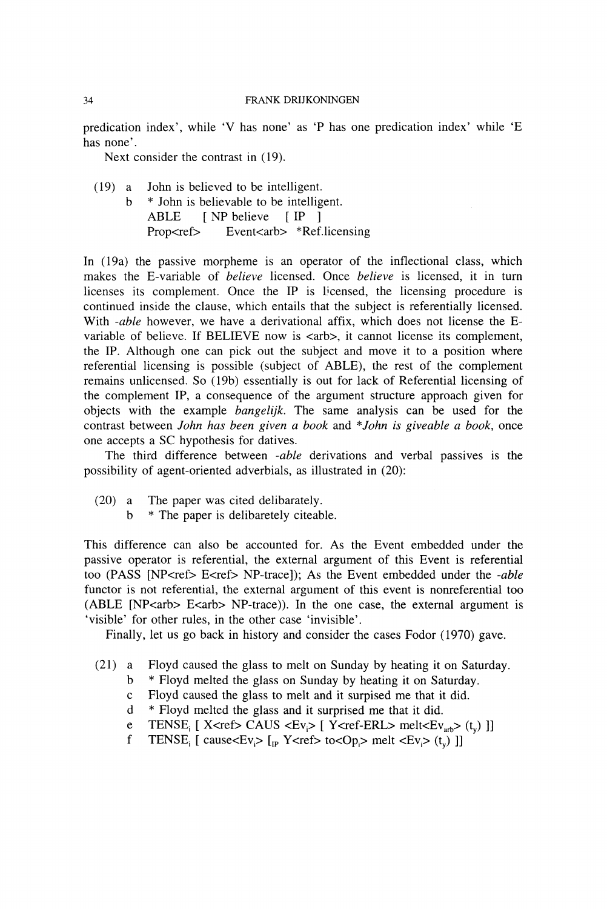predication index', while 'V has none' as 'P has one predication index' while 'E has none'.

Next consider the contrast in (19).

(19) a John is believed to be intelligent.
 b * John is believable to be intelligent.
 ABLE [ NP believe [ IP ]
 Prop<ref> Event<arb> *Ref.licensing

In (19a) the passive morpheme is an operator of the inflectional class, which makes the E-variable of *believe* licensed. Once *believe* is licensed, it in turn licenses its complement. Once the IP is licensed, the licensing procedure is continued inside the clause, which entails that the subject is referentially licensed. With *-able* however, we have a derivational affix, which does not license the E-variable of believe. If BELIEVE now is <arb>, it cannot license its complement, the IP. Although one can pick out the subject and move it to a position where referential licensing is possible (subject of ABLE), the rest of the complement remains unlicensed. So (19b) essentially is out for lack of Referential licensing of the complement IP, a consequence of the argument structure approach given for objects with the example *bangelijk.* The same analysis can be used for the contrast between *John has been given a book* and **John is giveable a book*, once one accepts a SC hypothesis for datives.

The third difference between *-able* derivations and verbal passives is the possibility of agent-oriented adverbials, as illustrated in (20):

(20) a The paper was cited delibarately.
 b * The paper is deliberetely citeable.

This difference can also be accounted for. As the Event embedded under the passive operator is referential, the external argument of this Event is referential too (PASS [NP<ref> E<ref> NP-trace]); As the Event embedded under the *-able* functor is not referential, the external argument of this event is nonreferential too (ABLE [NP<arb> E<arb> NP-trace)). In the one case, the external argument is 'visible' for other rules, in the other case 'invisible'.

Finally, let us go back in history and consider the cases Fodor (1970) gave.

(21) a Floyd caused the glass to melt on Sunday by heating it on Saturday.
 b * Floyd melted the glass on Sunday by heating it on Saturday.
 c Floyd caused the glass to melt and it surpised me that it did.
 d * Floyd melted the glass and it surprised me that it did.
 e TENSE$_i$ [ X<ref> CAUS <Ev$_i$> [ Y<ref-ERL> melt<Ev$_{arb}$> (t$_y$) ]]
 f TENSE$_i$ [ cause<Ev$_i$> [$_{IP}$ Y<ref> to<Op$_i$> melt <Ev$_i$> (t$_y$) ]]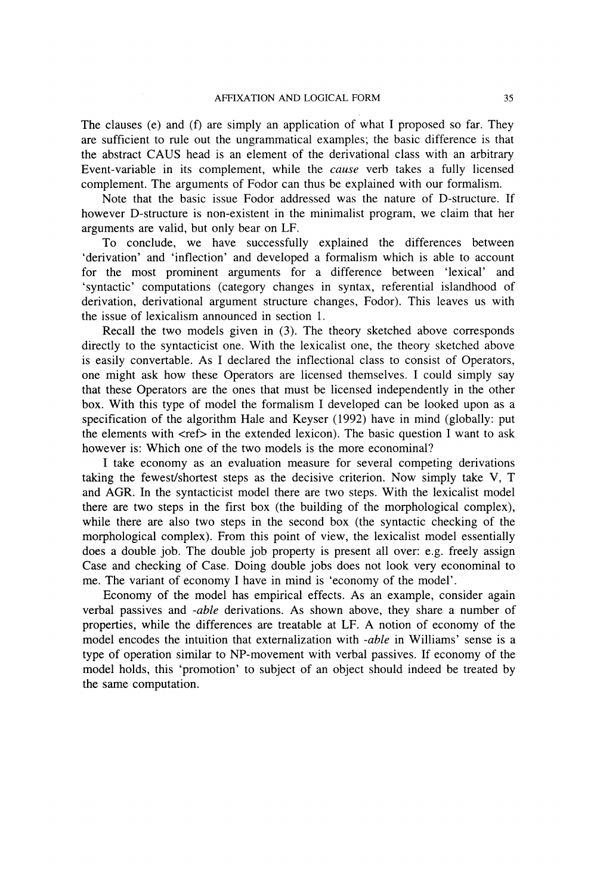The clauses (e) and (f) are simply an application of what I proposed so far. They are sufficient to rule out the ungrammatical examples; the basic difference is that the abstract CAUS head is an element of the derivational class with an arbitrary Event-variable in its complement, while the *cause* verb takes a fully licensed complement. The arguments of Fodor can thus be explained with our formalism.

Note that the basic issue Fodor addressed was the nature of D-structure. If however D-structure is non-existent in the minimalist program, we claim that her arguments are valid, but only bear on LF.

To conclude, we have successfully explained the differences between 'derivation' and 'inflection' and developed a formalism which is able to account for the most prominent arguments for a difference between 'lexical' and 'syntactic' computations (category changes in syntax, referential islandhood of derivation, derivational argument structure changes, Fodor). This leaves us with the issue of lexicalism announced in section 1.

Recall the two models given in (3). The theory sketched above corresponds directly to the syntacticist one. With the lexicalist one, the theory sketched above is easily convertable. As I declared the inflectional class to consist of Operators, one might ask how these Operators are licensed themselves. I could simply say that these Operators are the ones that must be licensed independently in the other box. With this type of model the formalism I developed can be looked upon as a specification of the algorithm Hale and Keyser (1992) have in mind (globally: put the elements with <ref> in the extended lexicon). The basic question I want to ask however is: Which one of the two models is the more econominal?

I take economy as an evaluation measure for several competing derivations taking the fewest/shortest steps as the decisive criterion. Now simply take V, T and AGR. In the syntacticist model there are two steps. With the lexicalist model there are two steps in the first box (the building of the morphological complex), while there are also two steps in the second box (the syntactic checking of the morphological complex). From this point of view, the lexicalist model essentially does a double job. The double job property is present all over: e.g. freely assign Case and checking of Case. Doing double jobs does not look very econominal to me. The variant of economy I have in mind is 'economy of the model'.

Economy of the model has empirical effects. As an example, consider again verbal passives and *-able* derivations. As shown above, they share a number of properties, while the differences are treatable at LF. A notion of economy of the model encodes the intuition that externalization with *-able* in Williams' sense is a type of operation similar to NP-movement with verbal passives. If economy of the model holds, this 'promotion' to subject of an object should indeed be treated by the same computation.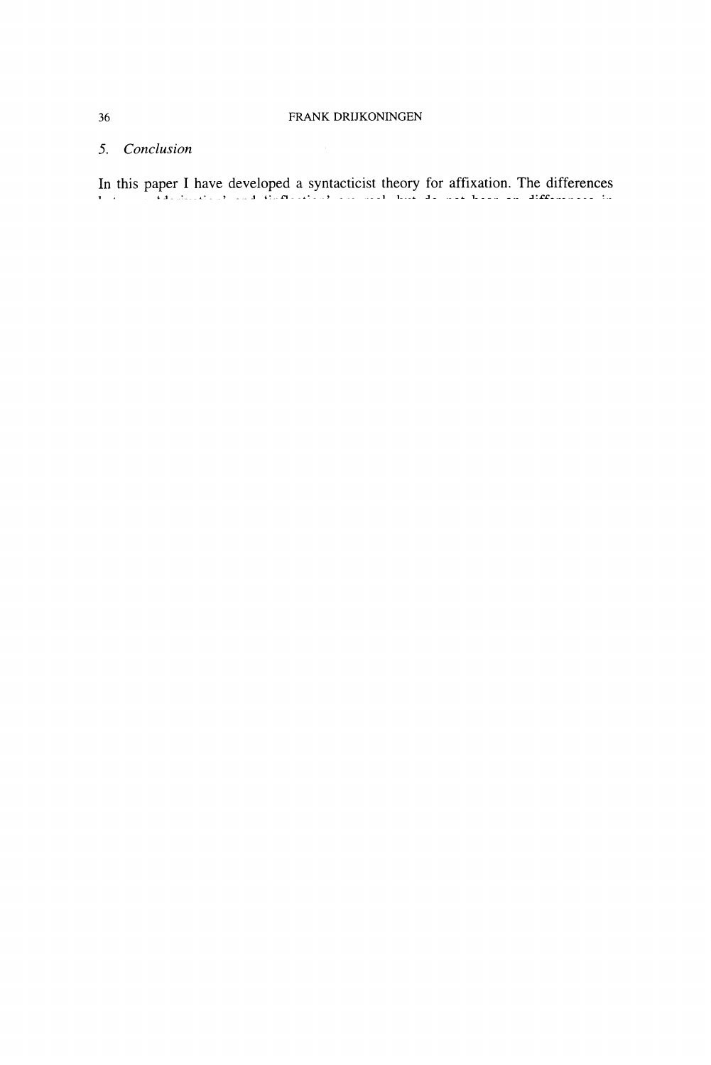## 5. *Conclusion*

In this paper I have developed a syntacticist theory for affixation. The differences between 'derivation' and 'inflection' are real, but do not bear on differences in